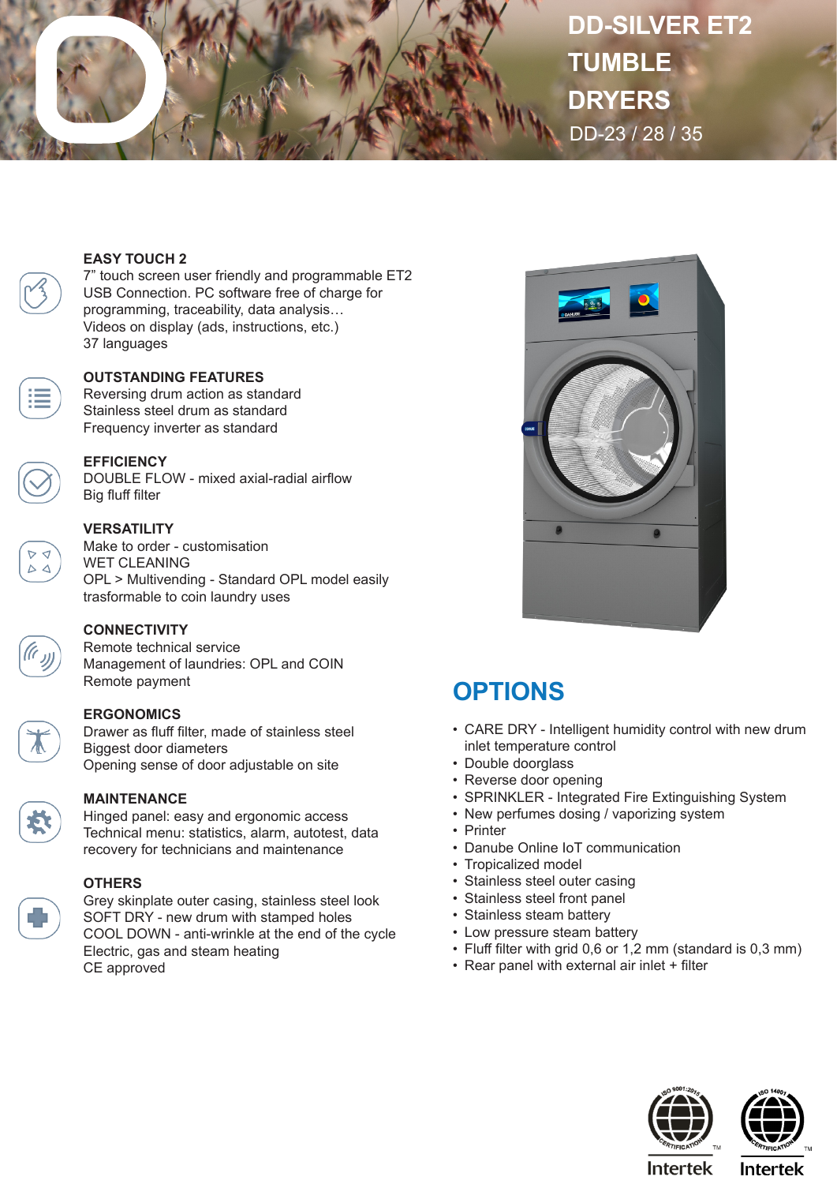# DD-SILVER ET2 TUMBLE DRYERS

DD-23 / 28 / 35

**EASY TOUCH 2**
7" touch screen user friendly and programmable ET2
USB Connection. PC software free of charge for programming, traceability, data analysis…
Videos on display (ads, instructions, etc.)
37 languages

**OUTSTANDING FEATURES**
Reversing drum action as standard
Stainless steel drum as standard
Frequency inverter as standard

**EFFICIENCY**
DOUBLE FLOW - mixed axial-radial airflow
Big fluff filter

**VERSATILITY**
Make to order - customisation
WET CLEANING
OPL > Multivending - Standard OPL model easily trasformable to coin laundry uses

**CONNECTIVITY**
Remote technical service
Management of laundries: OPL and COIN
Remote payment

**ERGONOMICS**
Drawer as fluff filter, made of stainless steel
Biggest door diameters
Opening sense of door adjustable on site

**MAINTENANCE**
Hinged panel: easy and ergonomic access
Technical menu: statistics, alarm, autotest, data recovery for technicians and maintenance

**OTHERS**
Grey skinplate outer casing, stainless steel look
SOFT DRY - new drum with stamped holes
COOL DOWN - anti-wrinkle at the end of the cycle
Electric, gas and steam heating
CE approved

## OPTIONS

- CARE DRY - Intelligent humidity control with new drum inlet temperature control
- Double doorglass
- Reverse door opening
- SPRINKLER - Integrated Fire Extinguishing System
- New perfumes dosing / vaporizing system
- Printer
- Danube Online IoT communication
- Tropicalized model
- Stainless steel outer casing
- Stainless steel front panel
- Stainless steam battery
- Low pressure steam battery
- Fluff filter with grid 0,6 or 1,2 mm (standard is 0,3 mm)
- Rear panel with external air inlet + filter

ISO 9001:2015 CERTIFICATION Intertek
ISO 14001 CERTIFICATION Intertek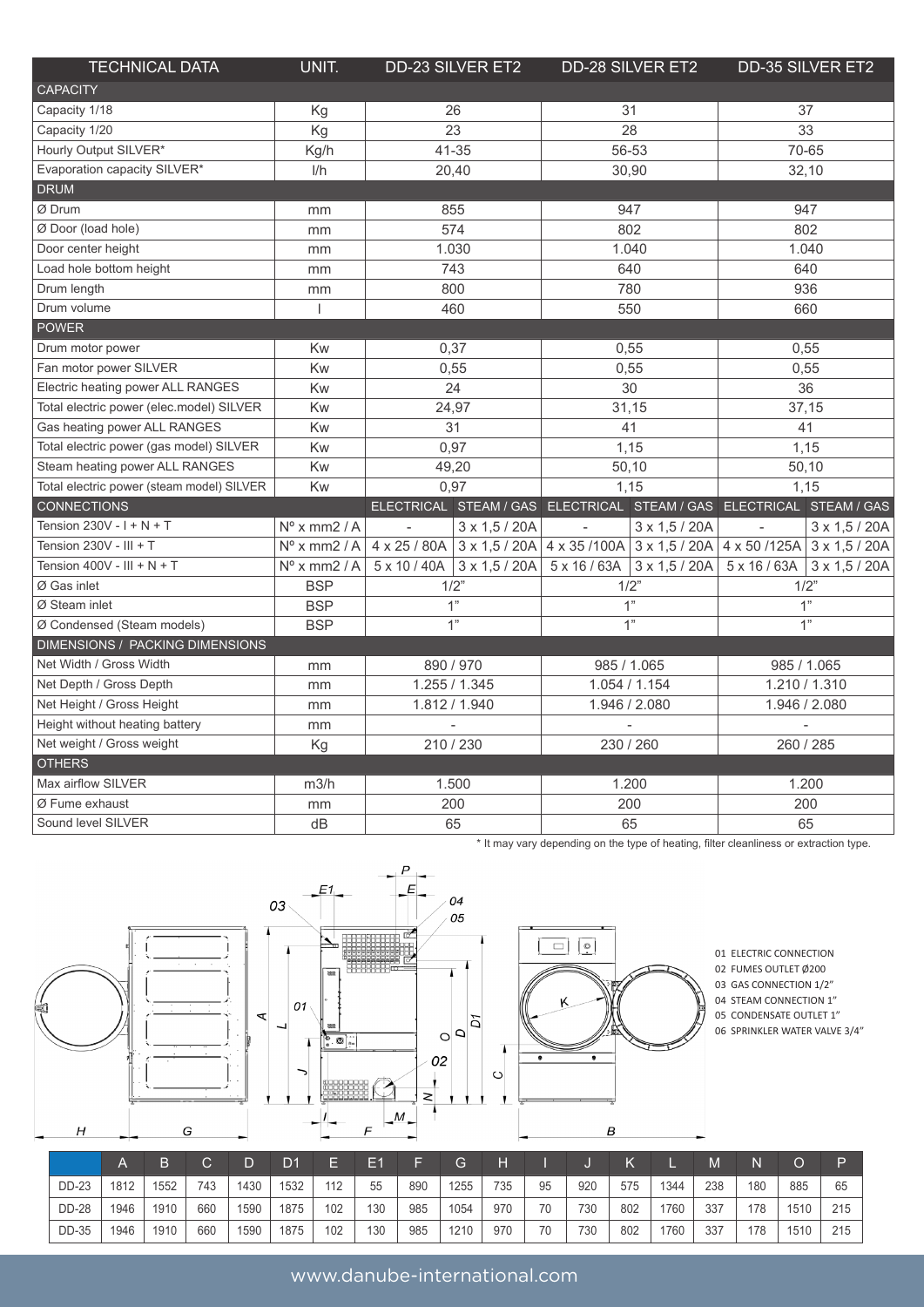| TECHNICAL DATA | UNIT. | DD-23 SILVER ET2 | | DD-28 SILVER ET2 | | DD-35 SILVER ET2 | |
|---|---|---|---|---|---|---|---|
| **CAPACITY** | | | | | | | |
| Capacity 1/18 | Kg | 26 | | 31 | | 37 | |
| Capacity 1/20 | Kg | 23 | | 28 | | 33 | |
| Hourly Output SILVER* | Kg/h | 41-35 | | 56-53 | | 70-65 | |
| Evaporation capacity SILVER* | l/h | 20,40 | | 30,90 | | 32,10 | |
| **DRUM** | | | | | | | |
| Ø Drum | mm | 855 | | 947 | | 947 | |
| Ø Door (load hole) | mm | 574 | | 802 | | 802 | |
| Door center height | mm | 1.030 | | 1.040 | | 1.040 | |
| Load hole bottom height | mm | 743 | | 640 | | 640 | |
| Drum length | mm | 800 | | 780 | | 936 | |
| Drum volume | l | 460 | | 550 | | 660 | |
| **POWER** | | | | | | | |
| Drum motor power | Kw | 0,37 | | 0,55 | | 0,55 | |
| Fan motor power SILVER | Kw | 0,55 | | 0,55 | | 0,55 | |
| Electric heating power ALL RANGES | Kw | 24 | | 30 | | 36 | |
| Total electric power (elec.model) SILVER | Kw | 24,97 | | 31,15 | | 37,15 | |
| Gas heating power ALL RANGES | Kw | 31 | | 41 | | 41 | |
| Total electric power (gas model) SILVER | Kw | 0,97 | | 1,15 | | 1,15 | |
| Steam heating power ALL RANGES | Kw | 49,20 | | 50,10 | | 50,10 | |
| Total electric power (steam model) SILVER | Kw | 0,97 | | 1,15 | | 1,15 | |
| **CONNECTIONS** | | ELECTRICAL | STEAM / GAS | ELECTRICAL | STEAM / GAS | ELECTRICAL | STEAM / GAS |
| Tension 230V - I + N + T | Nº x mm2 / A | - | 3 x 1,5 / 20A | - | 3 x 1,5 / 20A | - | 3 x 1,5 / 20A |
| Tension 230V - III + T | Nº x mm2 / A | 4 x 25 / 80A | 3 x 1,5 / 20A | 4 x 35 /100A | 3 x 1,5 / 20A | 4 x 50 /125A | 3 x 1,5 / 20A |
| Tension 400V - III + N + T | Nº x mm2 / A | 5 x 10 / 40A | 3 x 1,5 / 20A | 5 x 16 / 63A | 3 x 1,5 / 20A | 5 x 16 / 63A | 3 x 1,5 / 20A |
| Ø Gas inlet | BSP | 1/2" | | 1/2" | | 1/2" | |
| Ø Steam inlet | BSP | 1" | | 1" | | 1" | |
| Ø Condensed (Steam models) | BSP | 1" | | 1" | | 1" | |
| **DIMENSIONS / PACKING DIMENSIONS** | | | | | | | |
| Net Width / Gross Width | mm | 890 / 970 | | 985 / 1.065 | | 985 / 1.065 | |
| Net Depth / Gross Depth | mm | 1.255 / 1.345 | | 1.054 / 1.154 | | 1.210 / 1.310 | |
| Net Height / Gross Height | mm | 1.812 / 1.940 | | 1.946 / 2.080 | | 1.946 / 2.080 | |
| Height without heating battery | mm | - | | - | | - | |
| Net weight / Gross weight | Kg | 210 / 230 | | 230 / 260 | | 260 / 285 | |
| **OTHERS** | | | | | | | |
| Max airflow SILVER | m3/h | 1.500 | | 1.200 | | 1.200 | |
| Ø Fume exhaust | mm | 200 | | 200 | | 200 | |
| Sound level SILVER | dB | 65 | | 65 | | 65 | |

\* It may vary depending on the type of heating, filter cleanliness or extraction type.

01 ELECTRIC CONNECTION
02 FUMES OUTLET Ø200
03 GAS CONNECTION 1/2"
04 STEAM CONNECTION 1"
05 CONDENSATE OUTLET 1"
06 SPRINKLER WATER VALVE 3/4"

| | A | B | C | D | D1 | E | E1 | F | G | H | I | J | K | L | M | N | O | P |
|---|---|---|---|---|---|---|---|---|---|---|---|---|---|---|---|---|---|---|
| DD-23 | 1812 | 1552 | 743 | 1430 | 1532 | 112 | 55 | 890 | 1255 | 735 | 95 | 920 | 575 | 1344 | 238 | 180 | 885 | 65 |
| DD-28 | 1946 | 1910 | 660 | 1590 | 1875 | 102 | 130 | 985 | 1054 | 970 | 70 | 730 | 802 | 1760 | 337 | 178 | 1510 | 215 |
| DD-35 | 1946 | 1910 | 660 | 1590 | 1875 | 102 | 130 | 985 | 1210 | 970 | 70 | 730 | 802 | 1760 | 337 | 178 | 1510 | 215 |

www.danube-international.com